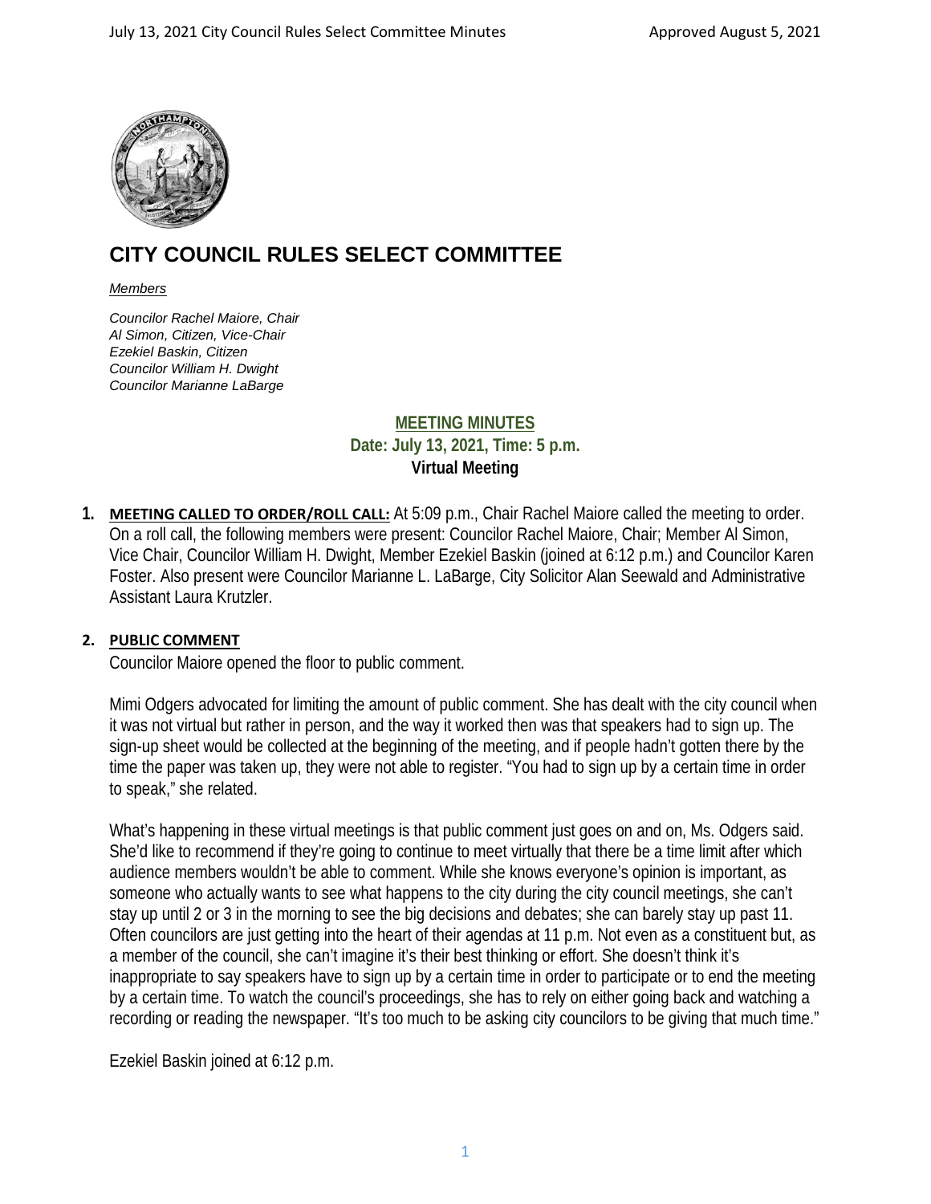# CITY COUNCIL RULES SELECT COMMITTEE

*Members*

*Councilor Rachel Maiore, Chair*
*Al Simon, Citizen, Vice-Chair*
*Ezekiel Baskin, Citizen*
*Councilor William H. Dwight*
*Councilor Marianne LaBarge*

**MEETING MINUTES**
**Date: July 13, 2021, Time: 5 p.m.**
**Virtual Meeting**

1. **MEETING CALLED TO ORDER/ROLL CALL:** At 5:09 p.m., Chair Rachel Maiore called the meeting to order. On a roll call, the following members were present: Councilor Rachel Maiore, Chair; Member Al Simon, Vice Chair, Councilor William H. Dwight, Member Ezekiel Baskin (joined at 6:12 p.m.) and Councilor Karen Foster. Also present were Councilor Marianne L. LaBarge, City Solicitor Alan Seewald and Administrative Assistant Laura Krutzler.

2. **PUBLIC COMMENT**

   Councilor Maiore opened the floor to public comment.

   Mimi Odgers advocated for limiting the amount of public comment. She has dealt with the city council when it was not virtual but rather in person, and the way it worked then was that speakers had to sign up. The sign-up sheet would be collected at the beginning of the meeting, and if people hadn't gotten there by the time the paper was taken up, they were not able to register. "You had to sign up by a certain time in order to speak," she related.

   What's happening in these virtual meetings is that public comment just goes on and on, Ms. Odgers said. She'd like to recommend if they're going to continue to meet virtually that there be a time limit after which audience members wouldn't be able to comment. While she knows everyone's opinion is important, as someone who actually wants to see what happens to the city during the city council meetings, she can't stay up until 2 or 3 in the morning to see the big decisions and debates; she can barely stay up past 11. Often councilors are just getting into the heart of their agendas at 11 p.m. Not even as a constituent but, as a member of the council, she can't imagine it's their best thinking or effort. She doesn't think it's inappropriate to say speakers have to sign up by a certain time in order to participate or to end the meeting by a certain time. To watch the council's proceedings, she has to rely on either going back and watching a recording or reading the newspaper. "It's too much to be asking city councilors to be giving that much time."

   Ezekiel Baskin joined at 6:12 p.m.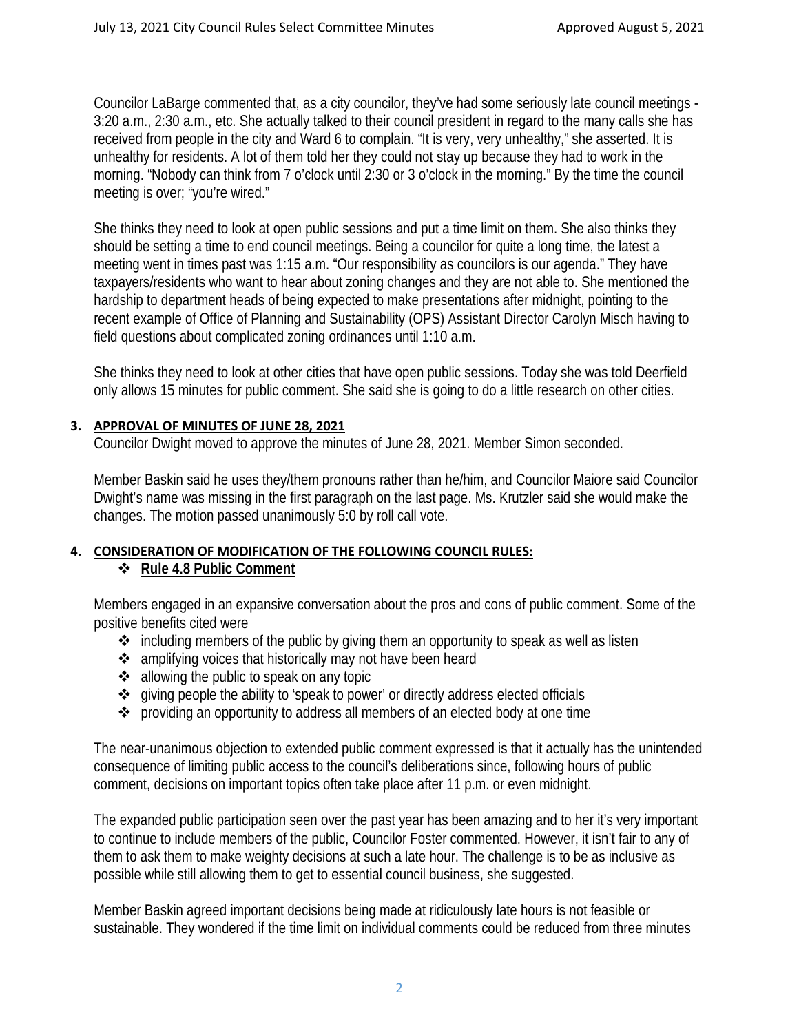Councilor LaBarge commented that, as a city councilor, they've had some seriously late council meetings - 3:20 a.m., 2:30 a.m., etc. She actually talked to their council president in regard to the many calls she has received from people in the city and Ward 6 to complain. "It is very, very unhealthy," she asserted. It is unhealthy for residents. A lot of them told her they could not stay up because they had to work in the morning. "Nobody can think from 7 o'clock until 2:30 or 3 o'clock in the morning." By the time the council meeting is over; "you're wired."

She thinks they need to look at open public sessions and put a time limit on them. She also thinks they should be setting a time to end council meetings. Being a councilor for quite a long time, the latest a meeting went in times past was 1:15 a.m. "Our responsibility as councilors is our agenda." They have taxpayers/residents who want to hear about zoning changes and they are not able to. She mentioned the hardship to department heads of being expected to make presentations after midnight, pointing to the recent example of Office of Planning and Sustainability (OPS) Assistant Director Carolyn Misch having to field questions about complicated zoning ordinances until 1:10 a.m.

She thinks they need to look at other cities that have open public sessions. Today she was told Deerfield only allows 15 minutes for public comment. She said she is going to do a little research on other cities.

**3. APPROVAL OF MINUTES OF JUNE 28, 2021**

Councilor Dwight moved to approve the minutes of June 28, 2021. Member Simon seconded.

Member Baskin said he uses they/them pronouns rather than he/him, and Councilor Maiore said Councilor Dwight's name was missing in the first paragraph on the last page. Ms. Krutzler said she would make the changes. The motion passed unanimously 5:0 by roll call vote.

**4. CONSIDERATION OF MODIFICATION OF THE FOLLOWING COUNCIL RULES:**

- **Rule 4.8 Public Comment**

Members engaged in an expansive conversation about the pros and cons of public comment. Some of the positive benefits cited were

- including members of the public by giving them an opportunity to speak as well as listen
- amplifying voices that historically may not have been heard
- allowing the public to speak on any topic
- giving people the ability to 'speak to power' or directly address elected officials
- providing an opportunity to address all members of an elected body at one time

The near-unanimous objection to extended public comment expressed is that it actually has the unintended consequence of limiting public access to the council's deliberations since, following hours of public comment, decisions on important topics often take place after 11 p.m. or even midnight.

The expanded public participation seen over the past year has been amazing and to her it's very important to continue to include members of the public, Councilor Foster commented. However, it isn't fair to any of them to ask them to make weighty decisions at such a late hour. The challenge is to be as inclusive as possible while still allowing them to get to essential council business, she suggested.

Member Baskin agreed important decisions being made at ridiculously late hours is not feasible or sustainable. They wondered if the time limit on individual comments could be reduced from three minutes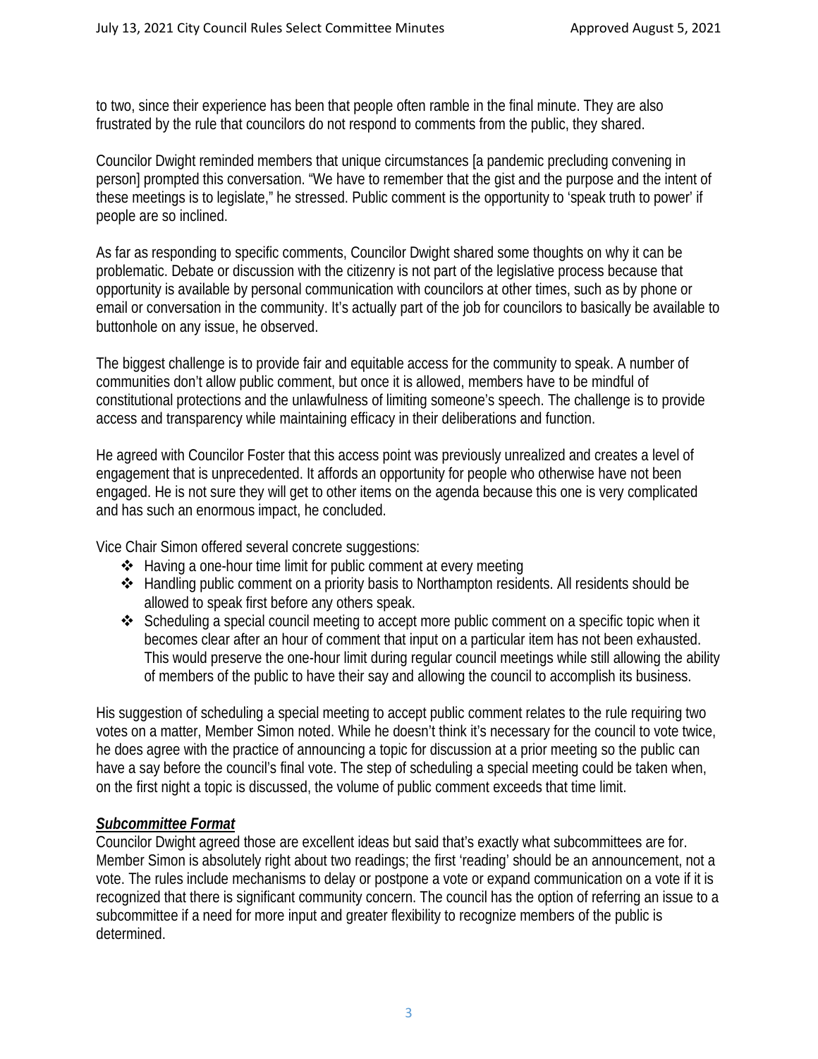to two, since their experience has been that people often ramble in the final minute. They are also frustrated by the rule that councilors do not respond to comments from the public, they shared.

Councilor Dwight reminded members that unique circumstances [a pandemic precluding convening in person] prompted this conversation. "We have to remember that the gist and the purpose and the intent of these meetings is to legislate," he stressed. Public comment is the opportunity to 'speak truth to power' if people are so inclined.

As far as responding to specific comments, Councilor Dwight shared some thoughts on why it can be problematic. Debate or discussion with the citizenry is not part of the legislative process because that opportunity is available by personal communication with councilors at other times, such as by phone or email or conversation in the community. It's actually part of the job for councilors to basically be available to buttonhole on any issue, he observed.

The biggest challenge is to provide fair and equitable access for the community to speak. A number of communities don't allow public comment, but once it is allowed, members have to be mindful of constitutional protections and the unlawfulness of limiting someone's speech. The challenge is to provide access and transparency while maintaining efficacy in their deliberations and function.

He agreed with Councilor Foster that this access point was previously unrealized and creates a level of engagement that is unprecedented. It affords an opportunity for people who otherwise have not been engaged. He is not sure they will get to other items on the agenda because this one is very complicated and has such an enormous impact, he concluded.

Vice Chair Simon offered several concrete suggestions:

- Having a one-hour time limit for public comment at every meeting
- Handling public comment on a priority basis to Northampton residents. All residents should be allowed to speak first before any others speak.
- Scheduling a special council meeting to accept more public comment on a specific topic when it becomes clear after an hour of comment that input on a particular item has not been exhausted. This would preserve the one-hour limit during regular council meetings while still allowing the ability of members of the public to have their say and allowing the council to accomplish its business.

His suggestion of scheduling a special meeting to accept public comment relates to the rule requiring two votes on a matter, Member Simon noted. While he doesn't think it's necessary for the council to vote twice, he does agree with the practice of announcing a topic for discussion at a prior meeting so the public can have a say before the council's final vote. The step of scheduling a special meeting could be taken when, on the first night a topic is discussed, the volume of public comment exceeds that time limit.

***Subcommittee Format***

Councilor Dwight agreed those are excellent ideas but said that's exactly what subcommittees are for. Member Simon is absolutely right about two readings; the first 'reading' should be an announcement, not a vote. The rules include mechanisms to delay or postpone a vote or expand communication on a vote if it is recognized that there is significant community concern. The council has the option of referring an issue to a subcommittee if a need for more input and greater flexibility to recognize members of the public is determined.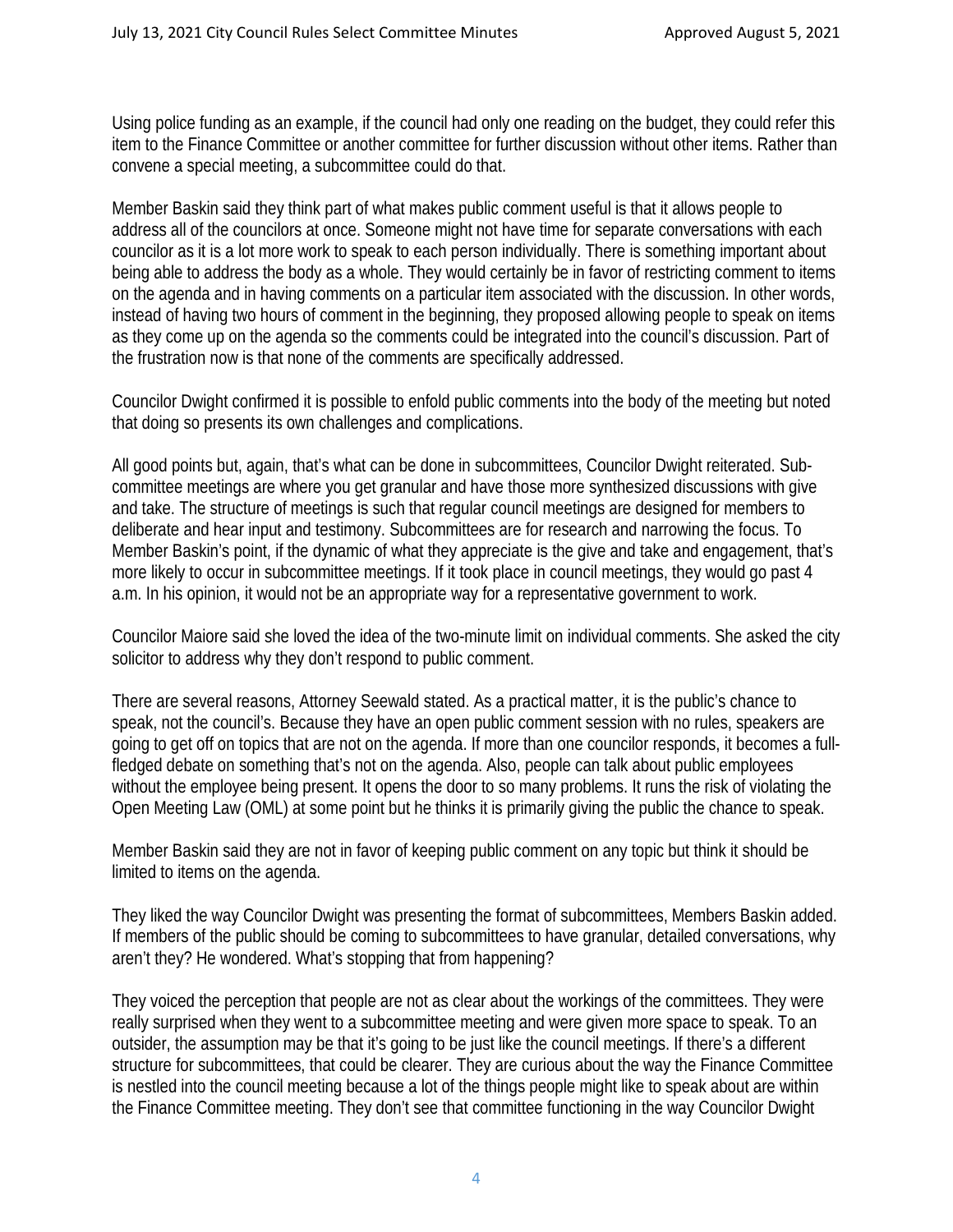Using police funding as an example, if the council had only one reading on the budget, they could refer this item to the Finance Committee or another committee for further discussion without other items. Rather than convene a special meeting, a subcommittee could do that.

Member Baskin said they think part of what makes public comment useful is that it allows people to address all of the councilors at once. Someone might not have time for separate conversations with each councilor as it is a lot more work to speak to each person individually. There is something important about being able to address the body as a whole. They would certainly be in favor of restricting comment to items on the agenda and in having comments on a particular item associated with the discussion. In other words, instead of having two hours of comment in the beginning, they proposed allowing people to speak on items as they come up on the agenda so the comments could be integrated into the council's discussion. Part of the frustration now is that none of the comments are specifically addressed.

Councilor Dwight confirmed it is possible to enfold public comments into the body of the meeting but noted that doing so presents its own challenges and complications.

All good points but, again, that's what can be done in subcommittees, Councilor Dwight reiterated. Sub-committee meetings are where you get granular and have those more synthesized discussions with give and take. The structure of meetings is such that regular council meetings are designed for members to deliberate and hear input and testimony. Subcommittees are for research and narrowing the focus. To Member Baskin's point, if the dynamic of what they appreciate is the give and take and engagement, that's more likely to occur in subcommittee meetings. If it took place in council meetings, they would go past 4 a.m. In his opinion, it would not be an appropriate way for a representative government to work.

Councilor Maiore said she loved the idea of the two-minute limit on individual comments. She asked the city solicitor to address why they don't respond to public comment.

There are several reasons, Attorney Seewald stated. As a practical matter, it is the public's chance to speak, not the council's. Because they have an open public comment session with no rules, speakers are going to get off on topics that are not on the agenda. If more than one councilor responds, it becomes a full-fledged debate on something that's not on the agenda. Also, people can talk about public employees without the employee being present. It opens the door to so many problems. It runs the risk of violating the Open Meeting Law (OML) at some point but he thinks it is primarily giving the public the chance to speak.

Member Baskin said they are not in favor of keeping public comment on any topic but think it should be limited to items on the agenda.

They liked the way Councilor Dwight was presenting the format of subcommittees, Members Baskin added. If members of the public should be coming to subcommittees to have granular, detailed conversations, why aren't they? He wondered. What's stopping that from happening?

They voiced the perception that people are not as clear about the workings of the committees. They were really surprised when they went to a subcommittee meeting and were given more space to speak. To an outsider, the assumption may be that it's going to be just like the council meetings. If there's a different structure for subcommittees, that could be clearer. They are curious about the way the Finance Committee is nestled into the council meeting because a lot of the things people might like to speak about are within the Finance Committee meeting. They don't see that committee functioning in the way Councilor Dwight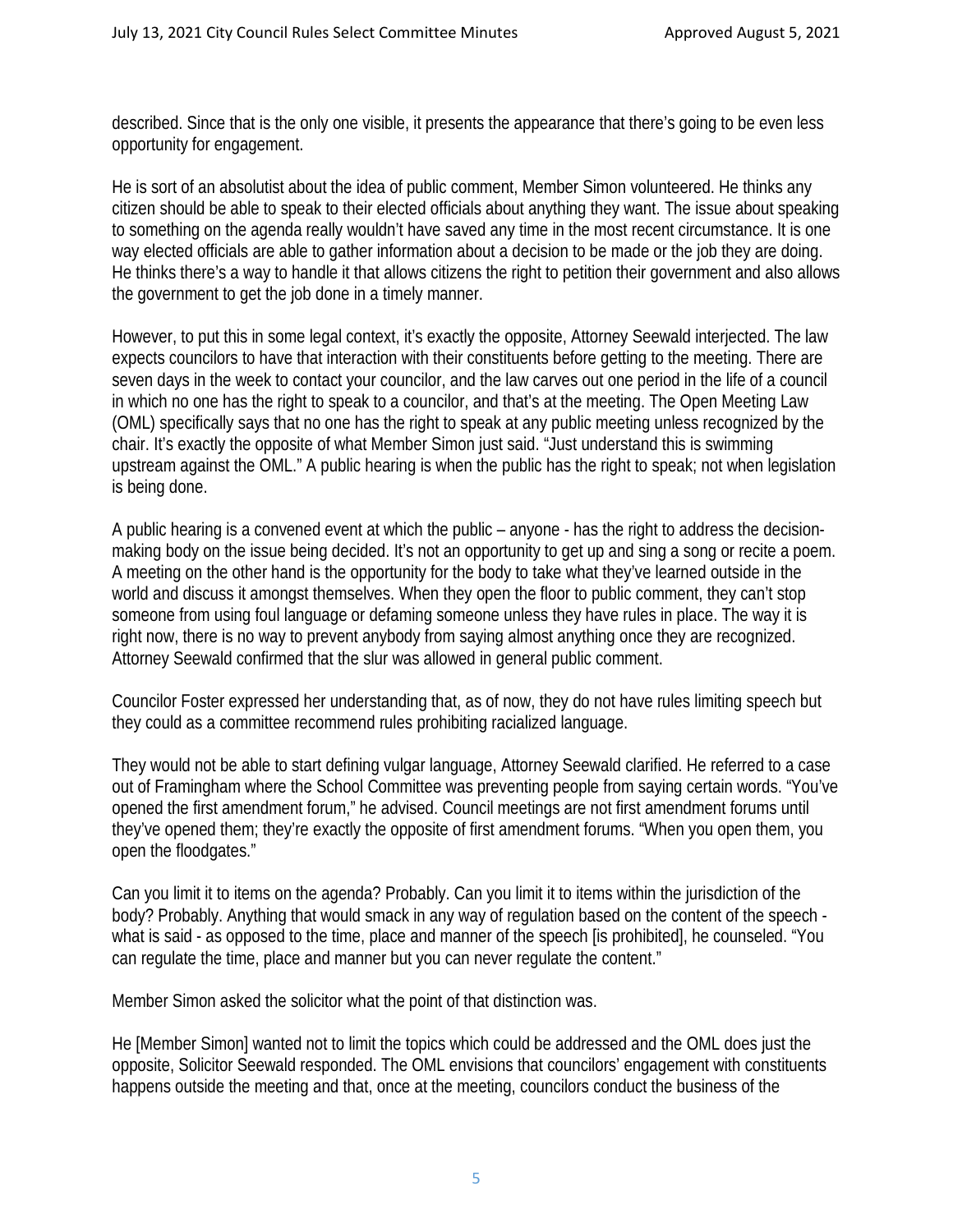described. Since that is the only one visible, it presents the appearance that there's going to be even less opportunity for engagement.

He is sort of an absolutist about the idea of public comment, Member Simon volunteered. He thinks any citizen should be able to speak to their elected officials about anything they want. The issue about speaking to something on the agenda really wouldn't have saved any time in the most recent circumstance. It is one way elected officials are able to gather information about a decision to be made or the job they are doing. He thinks there's a way to handle it that allows citizens the right to petition their government and also allows the government to get the job done in a timely manner.

However, to put this in some legal context, it's exactly the opposite, Attorney Seewald interjected. The law expects councilors to have that interaction with their constituents before getting to the meeting. There are seven days in the week to contact your councilor, and the law carves out one period in the life of a council in which no one has the right to speak to a councilor, and that's at the meeting. The Open Meeting Law (OML) specifically says that no one has the right to speak at any public meeting unless recognized by the chair. It's exactly the opposite of what Member Simon just said. "Just understand this is swimming upstream against the OML." A public hearing is when the public has the right to speak; not when legislation is being done.

A public hearing is a convened event at which the public – anyone - has the right to address the decision-making body on the issue being decided. It's not an opportunity to get up and sing a song or recite a poem. A meeting on the other hand is the opportunity for the body to take what they've learned outside in the world and discuss it amongst themselves. When they open the floor to public comment, they can't stop someone from using foul language or defaming someone unless they have rules in place. The way it is right now, there is no way to prevent anybody from saying almost anything once they are recognized. Attorney Seewald confirmed that the slur was allowed in general public comment.

Councilor Foster expressed her understanding that, as of now, they do not have rules limiting speech but they could as a committee recommend rules prohibiting racialized language.

They would not be able to start defining vulgar language, Attorney Seewald clarified. He referred to a case out of Framingham where the School Committee was preventing people from saying certain words. "You've opened the first amendment forum," he advised. Council meetings are not first amendment forums until they've opened them; they're exactly the opposite of first amendment forums. "When you open them, you open the floodgates."

Can you limit it to items on the agenda? Probably. Can you limit it to items within the jurisdiction of the body? Probably. Anything that would smack in any way of regulation based on the content of the speech - what is said - as opposed to the time, place and manner of the speech [is prohibited], he counseled. "You can regulate the time, place and manner but you can never regulate the content."

Member Simon asked the solicitor what the point of that distinction was.

He [Member Simon] wanted not to limit the topics which could be addressed and the OML does just the opposite, Solicitor Seewald responded. The OML envisions that councilors' engagement with constituents happens outside the meeting and that, once at the meeting, councilors conduct the business of the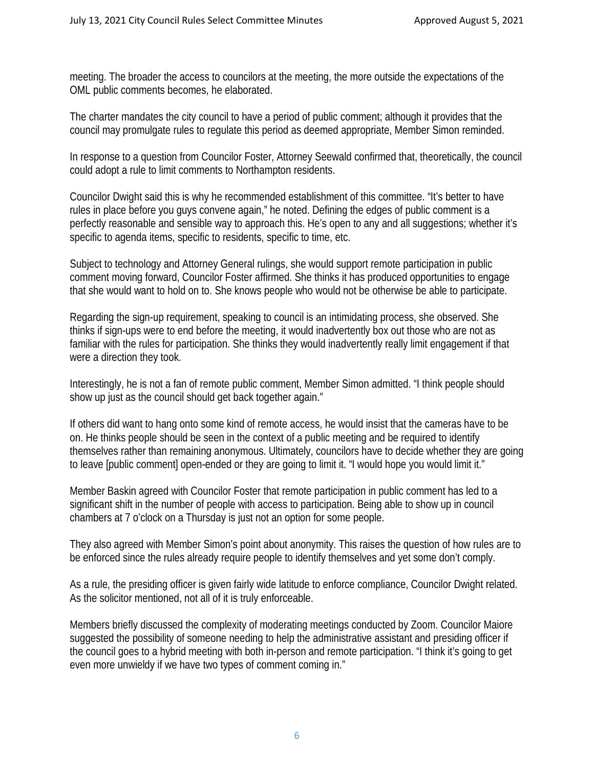meeting. The broader the access to councilors at the meeting, the more outside the expectations of the OML public comments becomes, he elaborated.

The charter mandates the city council to have a period of public comment; although it provides that the council may promulgate rules to regulate this period as deemed appropriate, Member Simon reminded.

In response to a question from Councilor Foster, Attorney Seewald confirmed that, theoretically, the council could adopt a rule to limit comments to Northampton residents.

Councilor Dwight said this is why he recommended establishment of this committee. "It's better to have rules in place before you guys convene again," he noted. Defining the edges of public comment is a perfectly reasonable and sensible way to approach this. He's open to any and all suggestions; whether it's specific to agenda items, specific to residents, specific to time, etc.

Subject to technology and Attorney General rulings, she would support remote participation in public comment moving forward, Councilor Foster affirmed. She thinks it has produced opportunities to engage that she would want to hold on to. She knows people who would not be otherwise be able to participate.

Regarding the sign-up requirement, speaking to council is an intimidating process, she observed. She thinks if sign-ups were to end before the meeting, it would inadvertently box out those who are not as familiar with the rules for participation. She thinks they would inadvertently really limit engagement if that were a direction they took.

Interestingly, he is not a fan of remote public comment, Member Simon admitted. "I think people should show up just as the council should get back together again."

If others did want to hang onto some kind of remote access, he would insist that the cameras have to be on. He thinks people should be seen in the context of a public meeting and be required to identify themselves rather than remaining anonymous. Ultimately, councilors have to decide whether they are going to leave [public comment] open-ended or they are going to limit it. "I would hope you would limit it."

Member Baskin agreed with Councilor Foster that remote participation in public comment has led to a significant shift in the number of people with access to participation. Being able to show up in council chambers at 7 o'clock on a Thursday is just not an option for some people.

They also agreed with Member Simon's point about anonymity. This raises the question of how rules are to be enforced since the rules already require people to identify themselves and yet some don't comply.

As a rule, the presiding officer is given fairly wide latitude to enforce compliance, Councilor Dwight related. As the solicitor mentioned, not all of it is truly enforceable.

Members briefly discussed the complexity of moderating meetings conducted by Zoom. Councilor Maiore suggested the possibility of someone needing to help the administrative assistant and presiding officer if the council goes to a hybrid meeting with both in-person and remote participation. "I think it's going to get even more unwieldy if we have two types of comment coming in."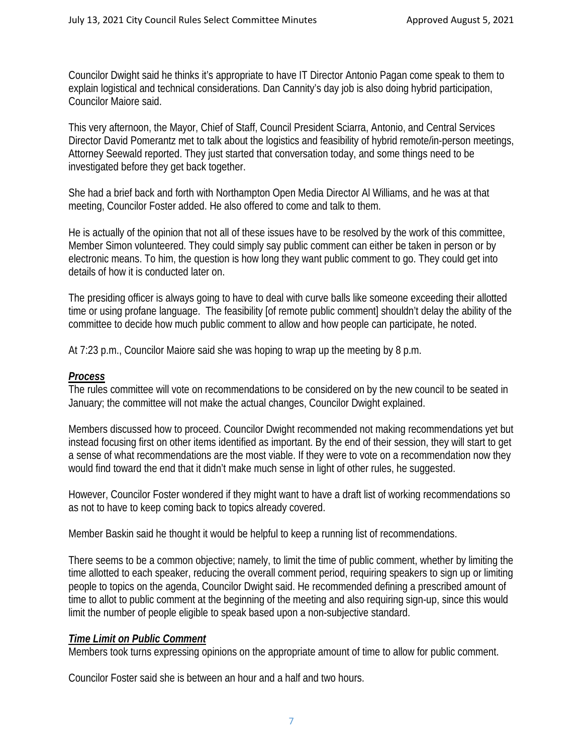Councilor Dwight said he thinks it's appropriate to have IT Director Antonio Pagan come speak to them to explain logistical and technical considerations. Dan Cannity's day job is also doing hybrid participation, Councilor Maiore said.

This very afternoon, the Mayor, Chief of Staff, Council President Sciarra, Antonio, and Central Services Director David Pomerantz met to talk about the logistics and feasibility of hybrid remote/in-person meetings, Attorney Seewald reported. They just started that conversation today, and some things need to be investigated before they get back together.

She had a brief back and forth with Northampton Open Media Director Al Williams, and he was at that meeting, Councilor Foster added. He also offered to come and talk to them.

He is actually of the opinion that not all of these issues have to be resolved by the work of this committee, Member Simon volunteered. They could simply say public comment can either be taken in person or by electronic means. To him, the question is how long they want public comment to go. They could get into details of how it is conducted later on.

The presiding officer is always going to have to deal with curve balls like someone exceeding their allotted time or using profane language. The feasibility [of remote public comment] shouldn't delay the ability of the committee to decide how much public comment to allow and how people can participate, he noted.

At 7:23 p.m., Councilor Maiore said she was hoping to wrap up the meeting by 8 p.m.

***Process***

The rules committee will vote on recommendations to be considered on by the new council to be seated in January; the committee will not make the actual changes, Councilor Dwight explained.

Members discussed how to proceed. Councilor Dwight recommended not making recommendations yet but instead focusing first on other items identified as important. By the end of their session, they will start to get a sense of what recommendations are the most viable. If they were to vote on a recommendation now they would find toward the end that it didn't make much sense in light of other rules, he suggested.

However, Councilor Foster wondered if they might want to have a draft list of working recommendations so as not to have to keep coming back to topics already covered.

Member Baskin said he thought it would be helpful to keep a running list of recommendations.

There seems to be a common objective; namely, to limit the time of public comment, whether by limiting the time allotted to each speaker, reducing the overall comment period, requiring speakers to sign up or limiting people to topics on the agenda, Councilor Dwight said. He recommended defining a prescribed amount of time to allot to public comment at the beginning of the meeting and also requiring sign-up, since this would limit the number of people eligible to speak based upon a non-subjective standard.

***Time Limit on Public Comment***

Members took turns expressing opinions on the appropriate amount of time to allow for public comment.

Councilor Foster said she is between an hour and a half and two hours.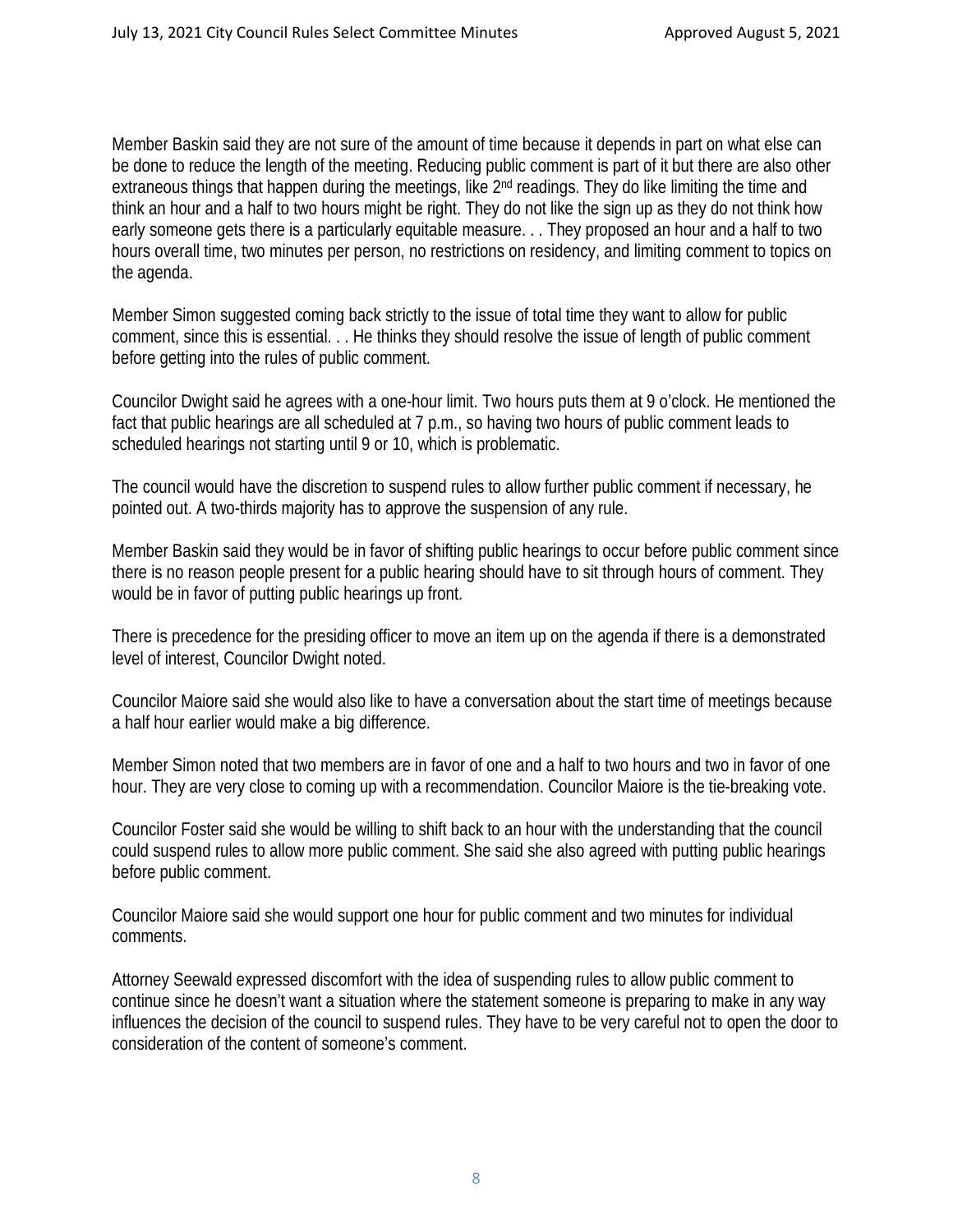Member Baskin said they are not sure of the amount of time because it depends in part on what else can be done to reduce the length of the meeting. Reducing public comment is part of it but there are also other extraneous things that happen during the meetings, like 2nd readings. They do like limiting the time and think an hour and a half to two hours might be right. They do not like the sign up as they do not think how early someone gets there is a particularly equitable measure. . . They proposed an hour and a half to two hours overall time, two minutes per person, no restrictions on residency, and limiting comment to topics on the agenda.

Member Simon suggested coming back strictly to the issue of total time they want to allow for public comment, since this is essential. . . He thinks they should resolve the issue of length of public comment before getting into the rules of public comment.

Councilor Dwight said he agrees with a one-hour limit. Two hours puts them at 9 o'clock. He mentioned the fact that public hearings are all scheduled at 7 p.m., so having two hours of public comment leads to scheduled hearings not starting until 9 or 10, which is problematic.

The council would have the discretion to suspend rules to allow further public comment if necessary, he pointed out. A two-thirds majority has to approve the suspension of any rule.

Member Baskin said they would be in favor of shifting public hearings to occur before public comment since there is no reason people present for a public hearing should have to sit through hours of comment. They would be in favor of putting public hearings up front.

There is precedence for the presiding officer to move an item up on the agenda if there is a demonstrated level of interest, Councilor Dwight noted.

Councilor Maiore said she would also like to have a conversation about the start time of meetings because a half hour earlier would make a big difference.

Member Simon noted that two members are in favor of one and a half to two hours and two in favor of one hour. They are very close to coming up with a recommendation. Councilor Maiore is the tie-breaking vote.

Councilor Foster said she would be willing to shift back to an hour with the understanding that the council could suspend rules to allow more public comment. She said she also agreed with putting public hearings before public comment.

Councilor Maiore said she would support one hour for public comment and two minutes for individual comments.

Attorney Seewald expressed discomfort with the idea of suspending rules to allow public comment to continue since he doesn't want a situation where the statement someone is preparing to make in any way influences the decision of the council to suspend rules. They have to be very careful not to open the door to consideration of the content of someone's comment.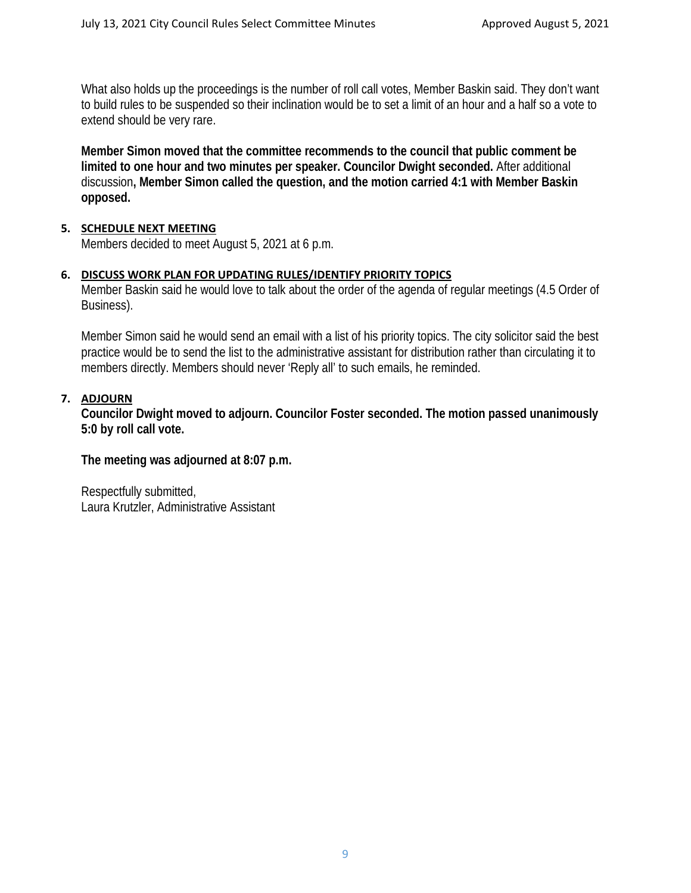What also holds up the proceedings is the number of roll call votes, Member Baskin said. They don't want to build rules to be suspended so their inclination would be to set a limit of an hour and a half so a vote to extend should be very rare.

**Member Simon moved that the committee recommends to the council that public comment be limited to one hour and two minutes per speaker. Councilor Dwight seconded.** After additional discussion**, Member Simon called the question, and the motion carried 4:1 with Member Baskin opposed.**

**5. SCHEDULE NEXT MEETING**

Members decided to meet August 5, 2021 at 6 p.m.

**6. DISCUSS WORK PLAN FOR UPDATING RULES/IDENTIFY PRIORITY TOPICS**

Member Baskin said he would love to talk about the order of the agenda of regular meetings (4.5 Order of Business).

Member Simon said he would send an email with a list of his priority topics. The city solicitor said the best practice would be to send the list to the administrative assistant for distribution rather than circulating it to members directly. Members should never 'Reply all' to such emails, he reminded.

**7. ADJOURN**

**Councilor Dwight moved to adjourn. Councilor Foster seconded. The motion passed unanimously 5:0 by roll call vote.**

**The meeting was adjourned at 8:07 p.m.**

Respectfully submitted,
Laura Krutzler, Administrative Assistant